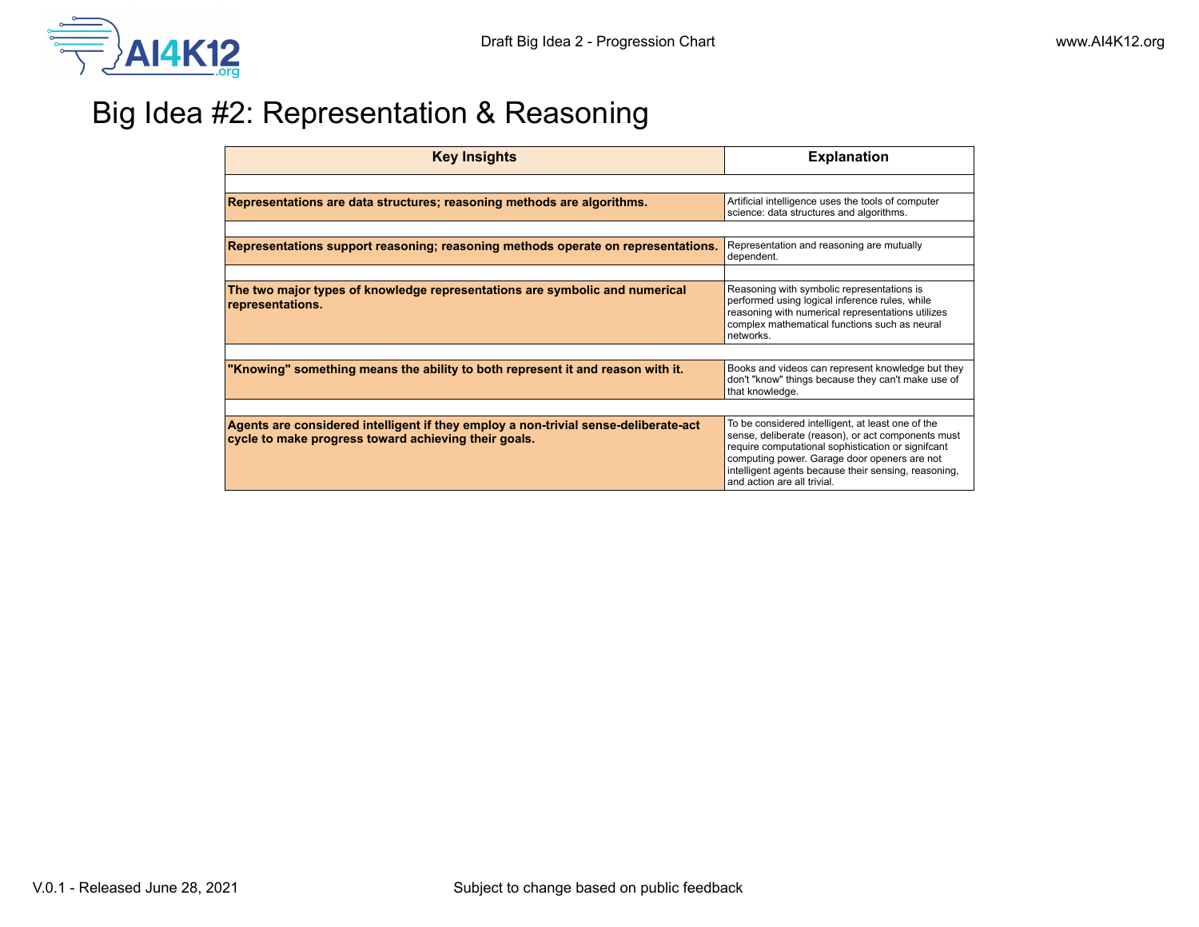# Big Idea #2: Representation & Reasoning

| Key Insights | Explanation |
|---|---|
| **Representations are data structures; reasoning methods are algorithms.** | Artificial intelligence uses the tools of computer science: data structures and algorithms. |
| **Representations support reasoning; reasoning methods operate on representations.** | Representation and reasoning are mutually dependent. |
| **The two major types of knowledge representations are symbolic and numerical representations.** | Reasoning with symbolic representations is performed using logical inference rules, while reasoning with numerical representations utilizes complex mathematical functions such as neural networks. |
| **"Knowing" something means the ability to both represent it and reason with it.** | Books and videos can represent knowledge but they don't "know" things because they can't make use of that knowledge. |
| **Agents are considered intelligent if they employ a non-trivial sense-deliberate-act cycle to make progress toward achieving their goals.** | To be considered intelligent, at least one of the sense, deliberate (reason), or act components must require computational sophistication or signifcant computing power. Garage door openers are not intelligent agents because their sensing, reasoning, and action are all trivial. |

V.0.1 - Released June 28, 2021

Subject to change based on public feedback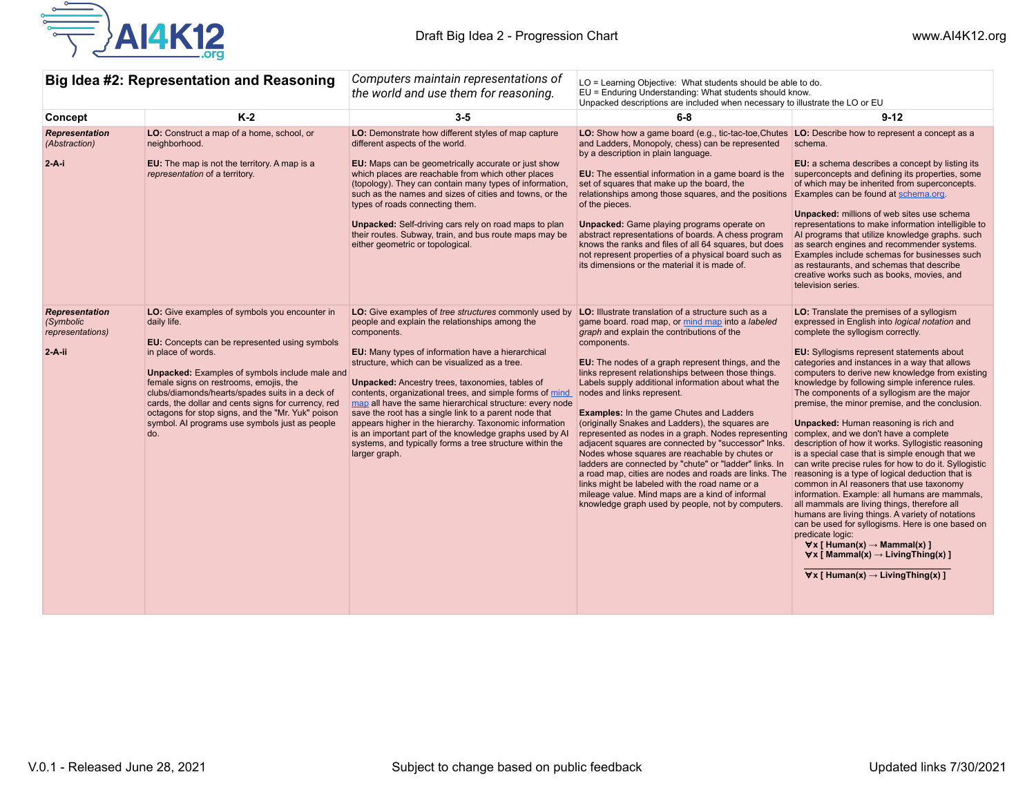| Big Idea #2: Representation and Reasoning | | *Computers maintain representations of the world and use them for reasoning.* | LO = Learning Objective: What students should be able to do.<br>EU = Enduring Understanding: What students should know.<br>Unpacked descriptions are included when necessary to illustrate the LO or EU | |
|---|---|---|---|---|
| **Concept** | **K-2** | **3-5** | **6-8** | **9-12** |
| ***Representation*** *(Abstraction)*<br><br>**2-A-i** | **LO:** Construct a map of a home, school, or neighborhood.<br><br>**EU:** The map is not the territory. A map is a *representation* of a territory. | **LO:** Demonstrate how different styles of map capture different aspects of the world.<br><br>**EU:** Maps can be geometrically accurate or just show which places are reachable from which other places (topology). They can contain many types of information, such as the names and sizes of cities and towns, or the types of roads connecting them.<br><br>**Unpacked:** Self-driving cars rely on road maps to plan their routes. Subway, train, and bus route maps may be either geometric or topological. | **LO:** Show how a game board (e.g., tic-tac-toe,Chutes and Ladders, Monopoly, chess) can be represented by a description in plain language.<br><br>**EU:** The essential information in a game board is the set of squares that make up the board, the relationships among those squares, and the positions of the pieces.<br><br>**Unpacked:** Game playing programs operate on abstract representations of boards. A chess program knows the ranks and files of all 64 squares, but does not represent properties of a physical board such as its dimensions or the material it is made of. | **LO:** Describe how to represent a concept as a schema.<br><br>**EU:** a schema describes a concept by listing its superconcepts and defining its properties, some of which may be inherited from superconcepts. Examples can be found at schema.org.<br><br>**Unpacked:** millions of web sites use schema representations to make information intelligible to AI programs that utilize knowledge graphs. such as search engines and recommender systems. Examples include schemas for businesses such as restaurants, and schemas that describe creative works such as books, movies, and television series. |
| ***Representation*** *(Symbolic representations)*<br><br>**2-A-ii** | **LO:** Give examples of symbols you encounter in daily life.<br><br>**EU:** Concepts can be represented using symbols in place of words.<br><br>**Unpacked:** Examples of symbols include male and female signs on restrooms, emojis, the clubs/diamonds/hearts/spades suits in a deck of cards, the dollar and cents signs for currency, red octagons for stop signs, and the "Mr. Yuk" poison symbol. AI programs use symbols just as people do. | **LO:** Give examples of *tree structures* commonly used by people and explain the relationships among the components.<br><br>**EU:** Many types of information have a hierarchical structure, which can be visualized as a tree.<br><br>**Unpacked:** Ancestry trees, taxonomies, tables of contents, organizational trees, and simple forms of mind map all have the same hierarchical structure: every node save the root has a single link to a parent node that appears higher in the hierarchy. Taxonomic information is an important part of the knowledge graphs used by AI systems, and typically forms a tree structure within the larger graph. | **LO:** Illustrate translation of a structure such as a game board. road map, or mind map into a *labeled graph* and explain the contributions of the components.<br><br>**EU:** The nodes of a graph represent things, and the links represent relationships between those things. Labels supply additional information about what the nodes and links represent.<br><br>**Examples:** In the game Chutes and Ladders (originally Snakes and Ladders), the squares are represented as nodes in a graph. Nodes representing adjacent squares are connected by "successor" lnks. Nodes whose squares are reachable by chutes or ladders are connected by "chute" or "ladder" links. In a road map, cities are nodes and roads are links. The links might be labeled with the road name or a mileage value. Mind maps are a kind of informal knowledge graph used by people, not by computers. | **LO:** Translate the premises of a syllogism expressed in English into *logical notation* and complete the syllogism correctly.<br><br>**EU:** Syllogisms represent statements about categories and instances in a way that allows computers to derive new knowledge from existing knowledge by following simple inference rules. The components of a syllogism are the major premise, the minor premise, and the conclusion.<br><br>**Unpacked:** Human reasoning is rich and complex, and we don't have a complete description of how it works. Syllogistic reasoning is a special case that is simple enough that we can write precise rules for how to do it. Syllogistic reasoning is a type of logical deduction that is common in AI reasoners that use taxonomy information. Example: all humans are mammals, all mammals are living things, therefore all humans are living things. A variety of notations can be used for syllogisms. Here is one based on predicate logic:<br>**$\forall$x [ Human(x) → Mammal(x) ]**<br>**$\forall$x [ Mammal(x) → LivingThing(x) ]**<br>―――――――――――――<br>**$\forall$x [ Human(x) → LivingThing(x) ]** |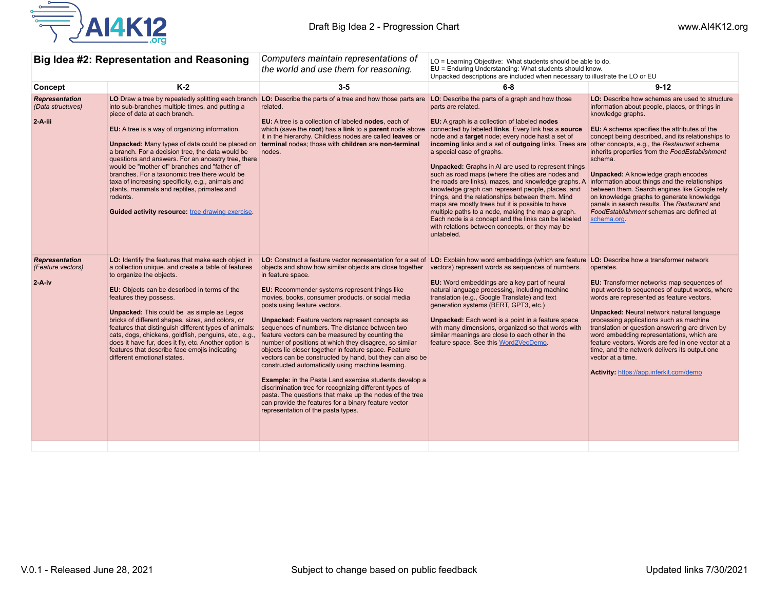| **Big Idea #2: Representation and Reasoning** | | *Computers maintain representations of the world and use them for reasoning.* | LO = Learning Objective: What students should be able to do.<br>EU = Enduring Understanding: What students should know.<br>Unpacked descriptions are included when necessary to illustrate the LO or EU | |
|---|---|---|---|---|
| **Concept** | **K-2** | **3-5** | **6-8** | **9-12** |
| ***Representation*** *(Data structures)*<br><br>**2-A-iii** | **LO** Draw a tree by repeatedly splitting each branch into sub-branches multiple times, and putting a piece of data at each branch.<br><br>**EU:** A tree is a way of organizing information.<br><br>**Unpacked:** Many types of data could be placed on a branch. For a decision tree, the data would be questions and answers. For an ancestry tree, there would be "mother of" branches and "father of" branches. For a taxonomic tree there would be taxa of increasing specificity, e.g., animals and plants, mammals and reptiles, primates and rodents.<br><br>**Guided activity resource:** tree drawing exercise. | **LO:** Describe the parts of a tree and how those parts are related.<br><br>**EU:** A tree is a collection of labeled **nodes**, each of which (save the **root**) has a **link** to a **parent** node above it in the hierarchy. Childless nodes are called **leaves** or **terminal** nodes; those with **children** are **non-terminal** nodes. | **LO:** Describe the parts of a graph and how those parts are related.<br><br>**EU:** A graph is a collection of labeled **nodes** connected by labeled **links**. Every link has a **source** node and a **target** node; every node hast a set of **incoming** links and a set of **outgoing** links. Trees are a special case of graphs.<br><br>**Unpacked:** Graphs in AI are used to represent things such as road maps (where the cities are nodes and the roads are links), mazes, and knowledge graphs. A knowledge graph can represent people, places, and things, and the relationships between them. Mind maps are mostly trees but it is possible to have multiple paths to a node, making the map a graph. Each node is a concept and the links can be labeled with relations between concepts, or they may be unlabeled. | **LO:** Describe how schemas are used to structure information about people, places, or things in knowledge graphs.<br><br>**EU:** A schema specifies the attributes of the concept being described, and its relationships to other concepts, e.g., the *Restaurant* schema inherits properties from the *FoodEstablishment* schema.<br><br>**Unpacked:** A knowledge graph encodes information about things and the relationships between them. Search engines like Google rely on knowledge graphs to generate knowledge panels in search results. The *Restaurant* and *FoodEstablishment* schemas are defined at schema.org. |
| ***Representation*** *(Feature vectors)*<br><br>**2-A-iv** | **LO:** Identify the features that make each object in a collection unique. and create a table of features to organize the objects.<br><br>**EU:** Objects can be described in terms of the features they possess.<br><br>**Unpacked:** This could be as simple as Legos bricks of different shapes, sizes, and colors, or features that distinguish different types of animals: cats, dogs, chickens, goldfish, penguins, etc., e.g., does it have fur, does it fly, etc. Another option is features that describe face emojis indicating different emotional states. | **LO:** Construct a feature vector representation for a set of objects and show how similar objects are close together in feature space.<br><br>**EU:** Recommender systems represent things like movies, books, consumer products. or social media posts using feature vectors.<br><br>**Unpacked:** Feature vectors represent concepts as sequences of numbers. The distance between two feature vectors can be measured by counting the number of positions at which they disagree, so similar objects lie closer together in feature space. Feature vectors can be constructed by hand, but they can also be constructed automatically using machine learning.<br><br>**Example:** in the Pasta Land exercise students develop a discrimination tree for recognizing different types of pasta. The questions that make up the nodes of the tree can provide the features for a binary feature vector representation of the pasta types. | **LO:** Explain how word embeddings (which are feature vectors) represent words as sequences of numbers.<br><br>**EU:** Word embeddings are a key part of neural natural language processing, including machine translation (e.g., Google Translate) and text generation systems (BERT, GPT3, etc.)<br><br>**Unpacked:** Each word is a point in a feature space with many dimensions, organized so that words with similar meanings are close to each other in the feature space. See this Word2VecDemo. | **LO:** Describe how a transformer network operates.<br><br>**EU:** Transformer networks map sequences of input words to sequences of output words, where words are represented as feature vectors.<br><br>**Unpacked:** Neural network natural language processing applications such as machine translation or question answering are driven by word embedding representations, which are feature vectors. Words are fed in one vector at a time, and the network delivers its output one vector at a time.<br><br>**Activity:** https://app.inferkit.com/demo |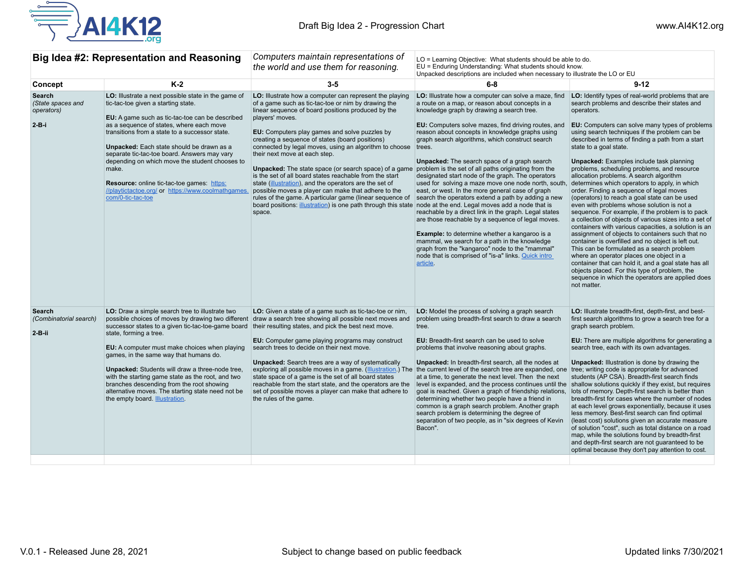| **Big Idea #2: Representation and Reasoning** | *Computers maintain representations of the world and use them for reasoning.* | | LO = Learning Objective: What students should be able to do. EU = Enduring Understanding: What students should know. Unpacked descriptions are included when necessary to illustrate the LO or EU | |
|---|---|---|---|---|
| **Concept** | **K-2** | **3-5** | **6-8** | **9-12** |
| **Search** *(State spaces and operators)* **2-B-i** | **LO:** Illustrate a next possible state in the game of tic-tac-toe given a starting state. **EU:** A game such as tic-tac-toe can be described as a sequence of states, where each move transitions from a state to a successor state. **Unpacked:** Each state should be drawn as a separate tic-tac-toe board. Answers may vary depending on which move the student chooses to make. **Resource:** online tic-tac-toe games: https://playtictactoe.org/ or https://www.coolmathgames.com/0-tic-tac-toe | **LO:** Illustrate how a computer can represent the playing of a game such as tic-tac-toe or nim by drawing the linear sequence of board positions produced by the players' moves. **EU:** Computers play games and solve puzzles by creating a sequence of states (board positions) connected by legal moves, using an algorithm to choose their next move at each step. **Unpacked:** The state space (or search space) of a game is the set of all board states reachable from the start state (illustration), and the operators are the set of possible moves a player can make that adhere to the rules of the game. A particular game (linear sequence of board positions: illustration) is one path through this state space. | **LO:** Illustrate how a computer can solve a maze, find a route on a map, or reason about concepts in a knowledge graph by drawing a search tree. **EU:** Computers solve mazes, find driving routes, and reason about concepts in knowledge graphs using graph search algorithms, which construct search trees. **Unpacked:** The search space of a graph search problem is the set of all paths originating from the designated start node of the graph. The operators used for solving a maze move one node north, south, east, or west. In the more general case of graph search the operators extend a path by adding a new node at the end. Legal moves add a node that is reachable by a direct link in the graph. Legal states are those reachable by a sequence of legal moves. **Example:** to determine whether a kangaroo is a mammal, we search for a path in the knowledge graph from the "kangaroo" node to the "mammal" node that is comprised of "is-a" links. Quick intro article. | **LO:** Identify types of real-world problems that are search problems and describe their states and operators. **EU:** Computers can solve many types of problems using search techniques if the problem can be described in terms of finding a path from a start state to a goal state. **Unpacked:** Examples include task planning problems, scheduling problems, and resource allocation problems. A search algorithm determines which operators to apply, in which order. Finding a sequence of legal moves (operators) to reach a goal state can be used even with problems whose solution is not a sequence. For example, if the problem is to pack a collection of objects of various sizes into a set of containers with various capacities, a solution is an assignment of objects to containers such that no container is overfilled and no object is left out. This can be formulated as a search problem where an operator places one object in a container that can hold it, and a goal state has all objects placed. For this type of problem, the sequence in which the operators are applied does not matter. |
| **Search** *(Combinatorial search)* **2-B-ii** | **LO:** Draw a simple search tree to illustrate two possible choices of moves by drawing two different successor states to a given tic-tac-toe-game board state, forming a tree. **EU:** A computer must make choices when playing games, in the same way that humans do. **Unpacked:** Students will draw a three-node tree, with the starting game state as the root, and two branches descending from the root showing alternative moves. The starting state need not be the empty board. Illustration. | **LO:** Given a state of a game such as tic-tac-toe or nim, draw a search tree showing all possible next moves and their resulting states, and pick the best next move. **EU:** Computer game playing programs may construct search trees to decide on their next move. **Unpacked:** Search trees are a way of systematically exploring all possible moves in a game. (Illustration.) The state space of a game is the set of all board states reachable from the start state, and the operators are the set of possible moves a player can make that adhere to the rules of the game. | **LO:** Model the process of solving a graph search problem using breadth-first search to draw a search tree. **EU:** Breadth-first search can be used to solve problems that involve reasoning about graphs. **Unpacked:** In breadth-first search, all the nodes at the current level of the search tree are expanded, one at a time, to generate the next level. Then the next level is expanded, and the process continues until the goal is reached. Given a graph of friendship relations, determining whether two people have a friend in common is a graph search problem. Another graph search problem is determining the degree of separation of two people, as in "six degrees of Kevin Bacon". | **LO:** Illustrate breadth-first, depth-first, and best-first search algorithms to grow a search tree for a graph search problem. **EU:** There are multiple algorithms for generating a search tree, each with its own advantages. **Unpacked:** Illustration is done by drawing the tree; writing code is appropriate for advanced students (AP CSA). Breadth-first search finds shallow solutions quickly if they exist, but requires lots of memory. Depth-first search is better than breadth-first for cases where the number of nodes at each level grows exponentially, because it uses less memory. Best-first search can find optimal (least cost) solutions given an accurate measure of solution "cost", such as total distance on a road map, while the solutions found by breadth-first and depth-first search are not guaranteed to be optimal because they don't pay attention to cost. |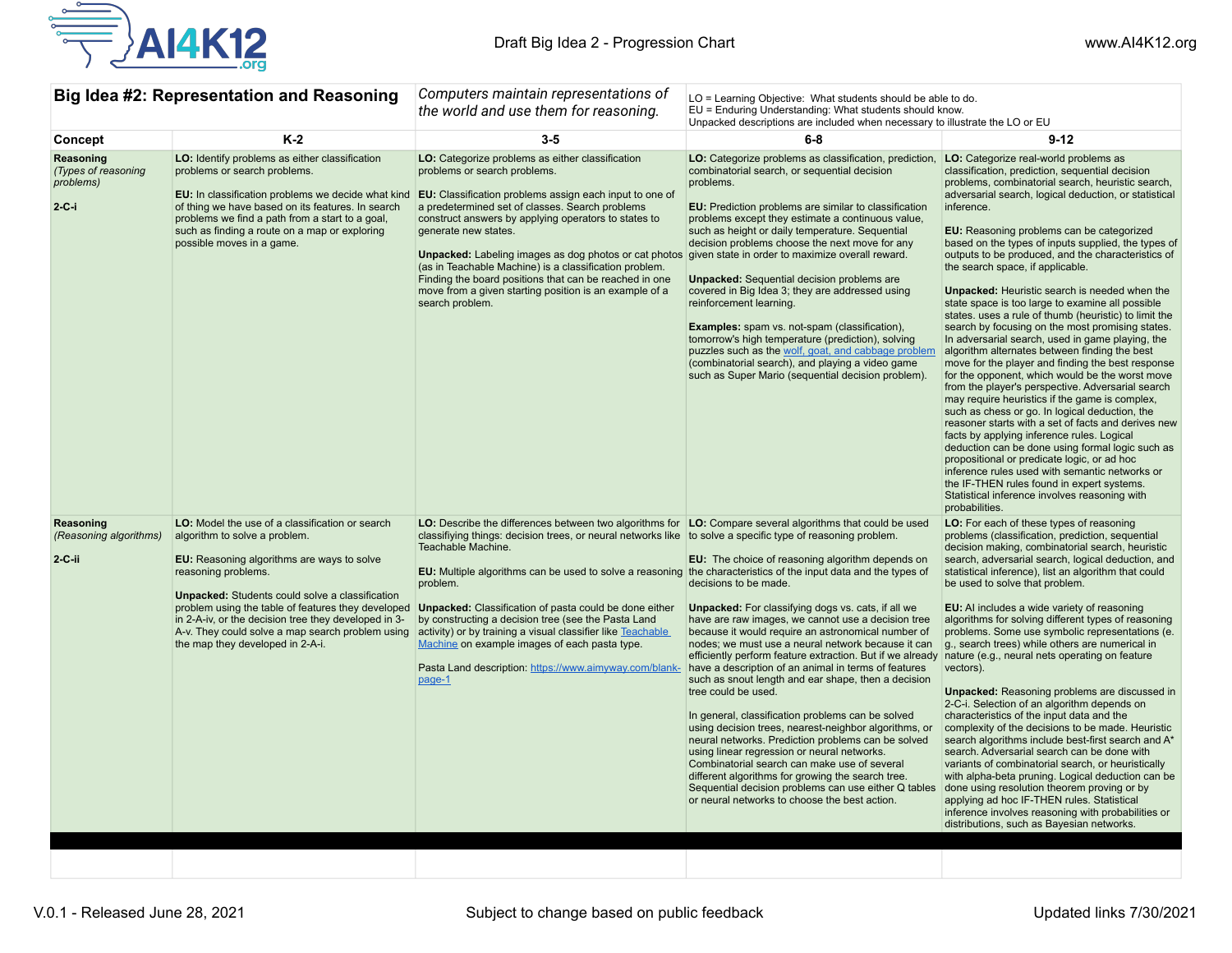| Big Idea #2: Representation and Reasoning | | *Computers maintain representations of the world and use them for reasoning.* | LO = Learning Objective: What students should be able to do.<br>EU = Enduring Understanding: What students should know.<br>Unpacked descriptions are included when necessary to illustrate the LO or EU | |
|---|---|---|---|---|
| **Concept** | **K-2** | **3-5** | **6-8** | **9-12** |
| **Reasoning**<br>*(Types of reasoning problems)*<br><br>**2-C-i** | **LO:** Identify problems as either classification problems or search problems.<br><br>**EU:** In classification problems we decide what kind of thing we have based on its features. In search problems we find a path from a start to a goal, such as finding a route on a map or exploring possible moves in a game. | **LO:** Categorize problems as either classification problems or search problems.<br><br>**EU:** Classification problems assign each input to one of a predetermined set of classes. Search problems construct answers by applying operators to states to generate new states.<br><br>**Unpacked:** Labeling images as dog photos or cat photos (as in Teachable Machine) is a classification problem. Finding the board positions that can be reached in one move from a given starting position is an example of a search problem. | **LO:** Categorize problems as classification, prediction, combinatorial search, or sequential decision problems.<br><br>**EU:** Prediction problems are similar to classification problems except they estimate a continuous value, such as height or daily temperature. Sequential decision problems choose the next move for any given state in order to maximize overall reward.<br><br>**Unpacked:** Sequential decision problems are covered in Big Idea 3; they are addressed using reinforcement learning.<br><br>**Examples:** spam vs. not-spam (classification), tomorrow's high temperature (prediction), solving puzzles such as the wolf, goat, and cabbage problem (combinatorial search), and playing a video game such as Super Mario (sequential decision problem). | **LO:** Categorize real-world problems as classification, prediction, sequential decision problems, combinatorial search, heuristic search, adversarial search, logical deduction, or statistical inference.<br><br>**EU:** Reasoning problems can be categorized based on the types of inputs supplied, the types of outputs to be produced, and the characteristics of the search space, if applicable.<br><br>**Unpacked:** Heuristic search is needed when the state space is too large to examine all possible states. uses a rule of thumb (heuristic) to limit the search by focusing on the most promising states. In adversarial search, used in game playing, the algorithm alternates between finding the best move for the player and finding the best response for the opponent, which would be the worst move from the player's perspective. Adversarial search may require heuristics if the game is complex, such as chess or go. In logical deduction, the reasoner starts with a set of facts and derives new facts by applying inference rules. Logical deduction can be done using formal logic such as propositional or predicate logic, or ad hoc inference rules used with semantic networks or the IF-THEN rules found in expert systems. Statistical inference involves reasoning with probabilities. |
| **Reasoning**<br>*(Reasoning algorithms)*<br><br>**2-C-ii** | **LO:** Model the use of a classification or search algorithm to solve a problem.<br><br>**EU:** Reasoning algorithms are ways to solve reasoning problems.<br><br>**Unpacked:** Students could solve a classification problem using the table of features they developed in 2-A-iv, or the decision tree they developed in 3-A-v. They could solve a map search problem using the map they developed in 2-A-i. | **LO:** Describe the differences between two algorithms for classifiying things: decision trees, or neural networks like Teachable Machine.<br><br>**EU:** Multiple algorithms can be used to solve a reasoning problem.<br><br>**Unpacked:** Classification of pasta could be done either by constructing a decision tree (see the Pasta Land activity) or by training a visual classifier like Teachable Machine on example images of each pasta type.<br><br>Pasta Land description: https://www.aimyway.com/blank-page-1 | **LO:** Compare several algorithms that could be used to solve a specific type of reasoning problem.<br><br>**EU:** The choice of reasoning algorithm depends on the characteristics of the input data and the types of decisions to be made.<br><br>**Unpacked:** For classifying dogs vs. cats, if all we have are raw images, we cannot use a decision tree because it would require an astronomical number of nodes; we must use a neural network because it can efficiently perform feature extraction. But if we already have a description of an animal in terms of features such as snout length and ear shape, then a decision tree could be used.<br><br>In general, classification problems can be solved using decision trees, nearest-neighbor algorithms, or neural networks. Prediction problems can be solved using linear regression or neural networks. Combinatorial search can make use of several different algorithms for growing the search tree. Sequential decision problems can use either Q tables or neural networks to choose the best action. | **LO:** For each of these types of reasoning problems (classification, prediction, sequential decision making, combinatorial search, heuristic search, adversarial search, logical deduction, and statistical inference), list an algorithm that could be used to solve that problem.<br><br>**EU:** AI includes a wide variety of reasoning algorithms for solving different types of reasoning problems. Some use symbolic representations (e. g., search trees) while others are numerical in nature (e.g., neural nets operating on feature vectors).<br><br>**Unpacked:** Reasoning problems are discussed in 2-C-i. Selection of an algorithm depends on characteristics of the input data and the complexity of the decisions to be made. Heuristic search algorithms include best-first search and A* search. Adversarial search can be done with variants of combinatorial search, or heuristically with alpha-beta pruning. Logical deduction can be done using resolution theorem proving or by applying ad hoc IF-THEN rules. Statistical inference involves reasoning with probabilities or distributions, such as Bayesian networks. |

V.0.1 - Released June 28, 2021 | Subject to change based on public feedback | Updated links 7/30/2021